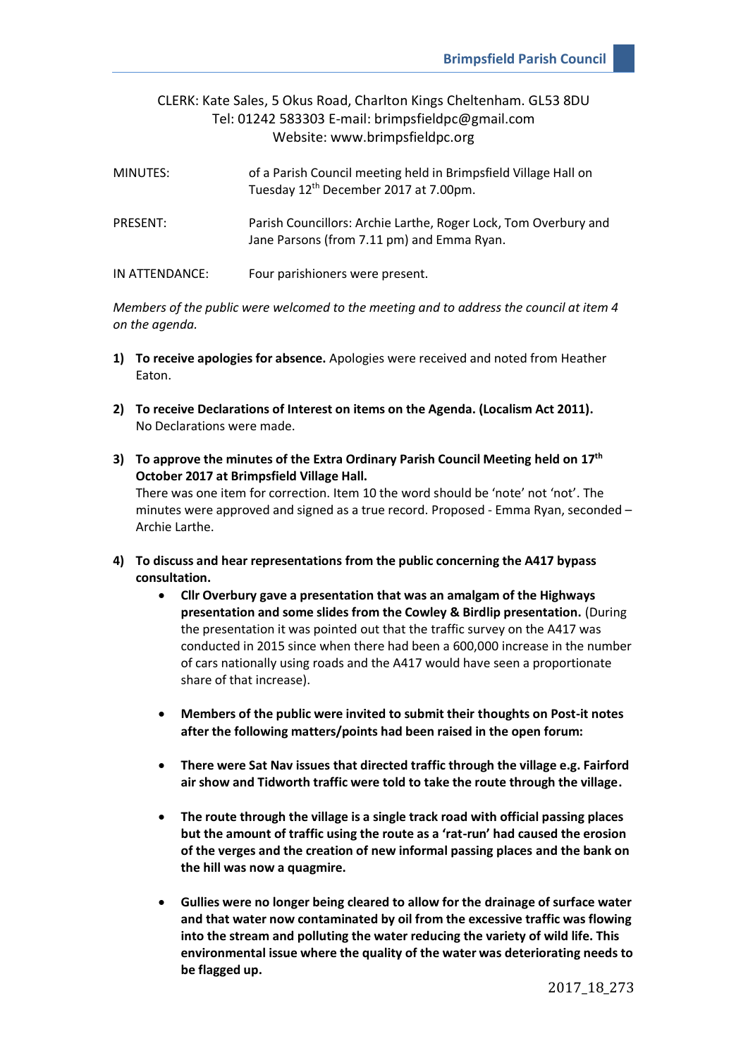CLERK: Kate Sales, 5 Okus Road, Charlton Kings Cheltenham. GL53 8DU
Tel: 01242 583303 E-mail: brimpsfieldpc@gmail.com
Website: www.brimpsfieldpc.org

| | |
|---|---|
| MINUTES: | of a Parish Council meeting held in Brimpsfield Village Hall on Tuesday 12th December 2017 at 7.00pm. |
| PRESENT: | Parish Councillors: Archie Larthe, Roger Lock, Tom Overbury and Jane Parsons (from 7.11 pm) and Emma Ryan. |
| IN ATTENDANCE: | Four parishioners were present. |

*Members of the public were welcomed to the meeting and to address the council at item 4 on the agenda.*

1) **To receive apologies for absence.** Apologies were received and noted from Heather Eaton.

2) **To receive Declarations of Interest on items on the Agenda. (Localism Act 2011).** No Declarations were made.

3) **To approve the minutes of the Extra Ordinary Parish Council Meeting held on 17th October 2017 at Brimpsfield Village Hall.**
There was one item for correction. Item 10 the word should be 'note' not 'not'. The minutes were approved and signed as a true record. Proposed - Emma Ryan, seconded – Archie Larthe.

4) **To discuss and hear representations from the public concerning the A417 bypass consultation.**
   - **Cllr Overbury gave a presentation that was an amalgam of the Highways presentation and some slides from the Cowley & Birdlip presentation.** (During the presentation it was pointed out that the traffic survey on the A417 was conducted in 2015 since when there had been a 600,000 increase in the number of cars nationally using roads and the A417 would have seen a proportionate share of that increase).
   - **Members of the public were invited to submit their thoughts on Post-it notes after the following matters/points had been raised in the open forum:**
   - **There were Sat Nav issues that directed traffic through the village e.g. Fairford air show and Tidworth traffic were told to take the route through the village.**
   - **The route through the village is a single track road with official passing places but the amount of traffic using the route as a 'rat-run' had caused the erosion of the verges and the creation of new informal passing places and the bank on the hill was now a quagmire.**
   - **Gullies were no longer being cleared to allow for the drainage of surface water and that water now contaminated by oil from the excessive traffic was flowing into the stream and polluting the water reducing the variety of wild life. This environmental issue where the quality of the water was deteriorating needs to be flagged up.**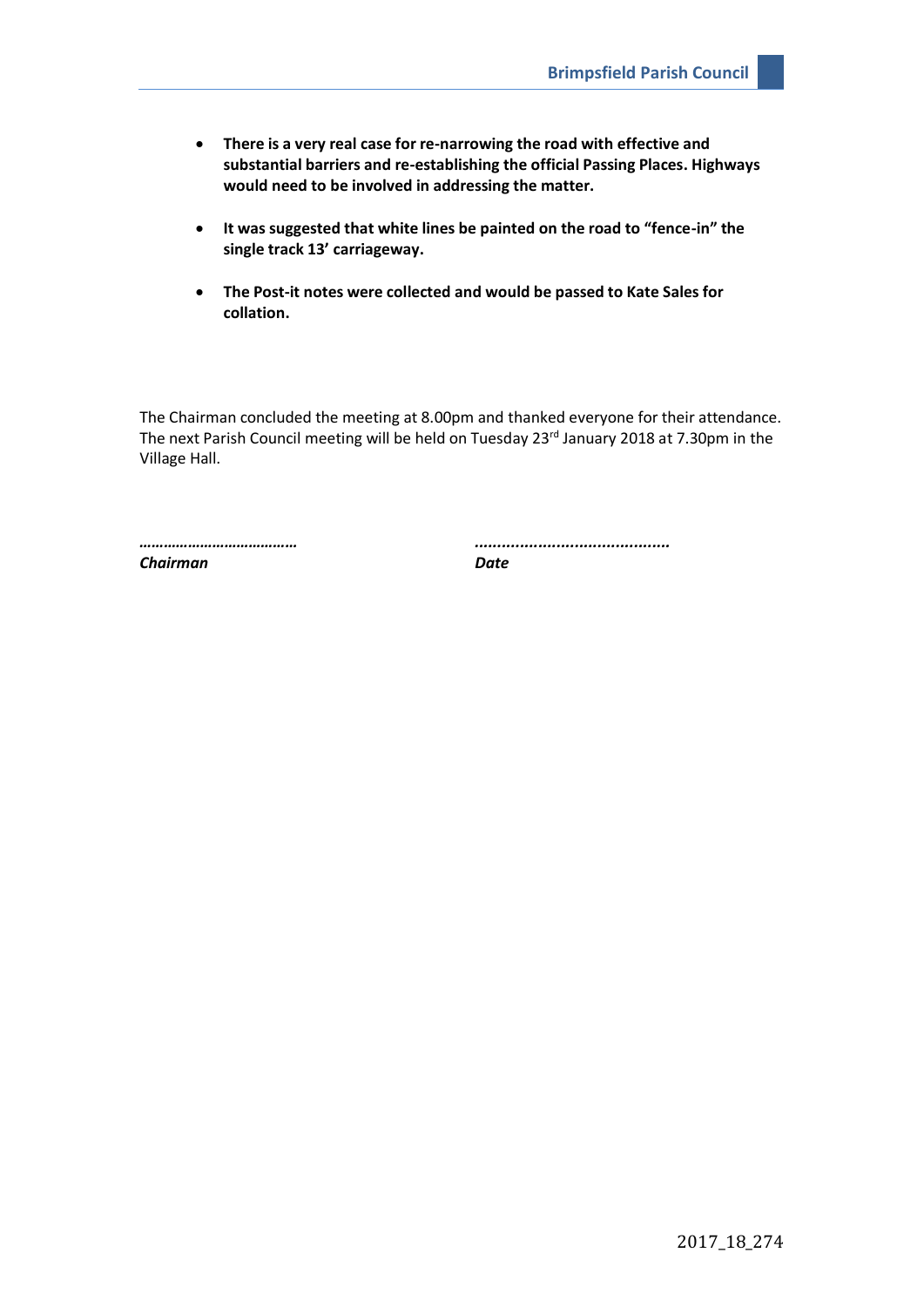- **There is a very real case for re-narrowing the road with effective and substantial barriers and re-establishing the official Passing Places. Highways would need to be involved in addressing the matter.**

- **It was suggested that white lines be painted on the road to "fence-in" the single track 13' carriageway.**

- **The Post-it notes were collected and would be passed to Kate Sales for collation.**

The Chairman concluded the meeting at 8.00pm and thanked everyone for their attendance. The next Parish Council meeting will be held on Tuesday 23rd January 2018 at 7.30pm in the Village Hall.

***…………………………………***  ***…………………………………………***

***Chairman***  ***Date***

2017_18_274